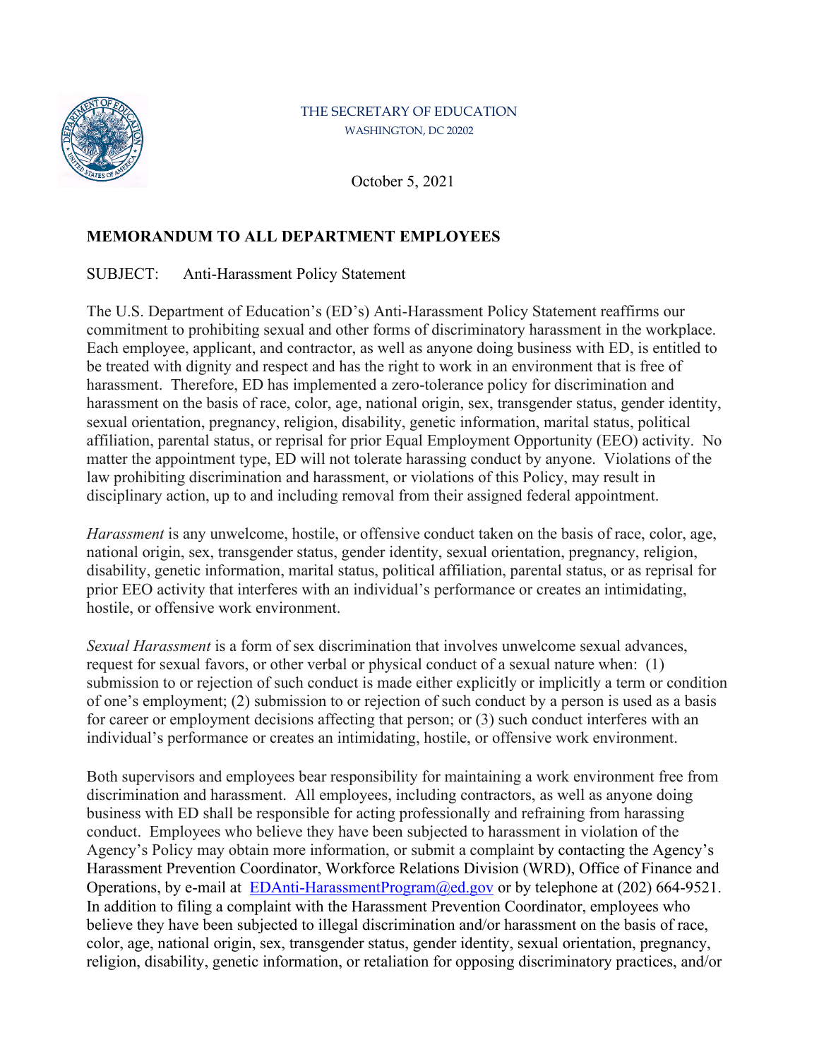THE SECRETARY OF EDUCATION
WASHINGTON, DC 20202

October 5, 2021

**MEMORANDUM TO ALL DEPARTMENT EMPLOYEES**

SUBJECT: Anti-Harassment Policy Statement

The U.S. Department of Education's (ED's) Anti-Harassment Policy Statement reaffirms our commitment to prohibiting sexual and other forms of discriminatory harassment in the workplace. Each employee, applicant, and contractor, as well as anyone doing business with ED, is entitled to be treated with dignity and respect and has the right to work in an environment that is free of harassment. Therefore, ED has implemented a zero-tolerance policy for discrimination and harassment on the basis of race, color, age, national origin, sex, transgender status, gender identity, sexual orientation, pregnancy, religion, disability, genetic information, marital status, political affiliation, parental status, or reprisal for prior Equal Employment Opportunity (EEO) activity. No matter the appointment type, ED will not tolerate harassing conduct by anyone. Violations of the law prohibiting discrimination and harassment, or violations of this Policy, may result in disciplinary action, up to and including removal from their assigned federal appointment.

*Harassment* is any unwelcome, hostile, or offensive conduct taken on the basis of race, color, age, national origin, sex, transgender status, gender identity, sexual orientation, pregnancy, religion, disability, genetic information, marital status, political affiliation, parental status, or as reprisal for prior EEO activity that interferes with an individual's performance or creates an intimidating, hostile, or offensive work environment.

*Sexual Harassment* is a form of sex discrimination that involves unwelcome sexual advances, request for sexual favors, or other verbal or physical conduct of a sexual nature when: (1) submission to or rejection of such conduct is made either explicitly or implicitly a term or condition of one's employment; (2) submission to or rejection of such conduct by a person is used as a basis for career or employment decisions affecting that person; or (3) such conduct interferes with an individual's performance or creates an intimidating, hostile, or offensive work environment.

Both supervisors and employees bear responsibility for maintaining a work environment free from discrimination and harassment. All employees, including contractors, as well as anyone doing business with ED shall be responsible for acting professionally and refraining from harassing conduct. Employees who believe they have been subjected to harassment in violation of the Agency's Policy may obtain more information, or submit a complaint by contacting the Agency's Harassment Prevention Coordinator, Workforce Relations Division (WRD), Office of Finance and Operations, by e-mail at EDAnti-HarassmentProgram@ed.gov or by telephone at (202) 664-9521. In addition to filing a complaint with the Harassment Prevention Coordinator, employees who believe they have been subjected to illegal discrimination and/or harassment on the basis of race, color, age, national origin, sex, transgender status, gender identity, sexual orientation, pregnancy, religion, disability, genetic information, or retaliation for opposing discriminatory practices, and/or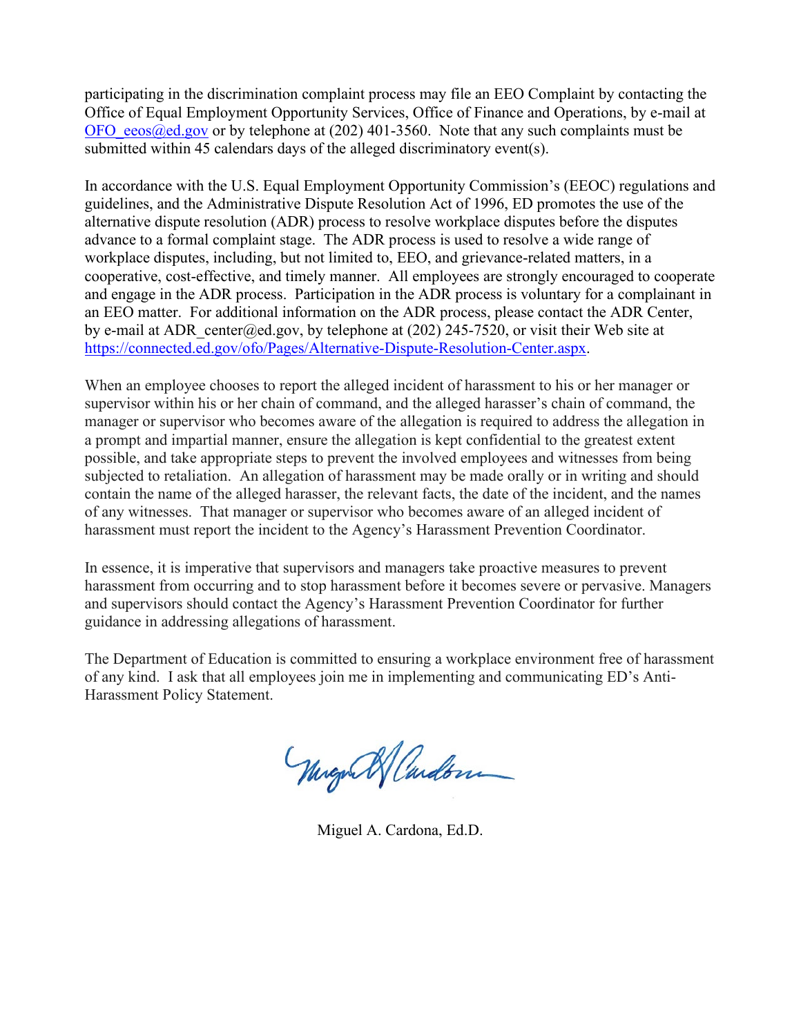participating in the discrimination complaint process may file an EEO Complaint by contacting the Office of Equal Employment Opportunity Services, Office of Finance and Operations, by e-mail at OFO_eeos@ed.gov or by telephone at (202) 401-3560. Note that any such complaints must be submitted within 45 calendars days of the alleged discriminatory event(s).

In accordance with the U.S. Equal Employment Opportunity Commission's (EEOC) regulations and guidelines, and the Administrative Dispute Resolution Act of 1996, ED promotes the use of the alternative dispute resolution (ADR) process to resolve workplace disputes before the disputes advance to a formal complaint stage. The ADR process is used to resolve a wide range of workplace disputes, including, but not limited to, EEO, and grievance-related matters, in a cooperative, cost-effective, and timely manner. All employees are strongly encouraged to cooperate and engage in the ADR process. Participation in the ADR process is voluntary for a complainant in an EEO matter. For additional information on the ADR process, please contact the ADR Center, by e-mail at ADR_center@ed.gov, by telephone at (202) 245-7520, or visit their Web site at https://connected.ed.gov/ofo/Pages/Alternative-Dispute-Resolution-Center.aspx.

When an employee chooses to report the alleged incident of harassment to his or her manager or supervisor within his or her chain of command, and the alleged harasser's chain of command, the manager or supervisor who becomes aware of the allegation is required to address the allegation in a prompt and impartial manner, ensure the allegation is kept confidential to the greatest extent possible, and take appropriate steps to prevent the involved employees and witnesses from being subjected to retaliation. An allegation of harassment may be made orally or in writing and should contain the name of the alleged harasser, the relevant facts, the date of the incident, and the names of any witnesses. That manager or supervisor who becomes aware of an alleged incident of harassment must report the incident to the Agency's Harassment Prevention Coordinator.

In essence, it is imperative that supervisors and managers take proactive measures to prevent harassment from occurring and to stop harassment before it becomes severe or pervasive. Managers and supervisors should contact the Agency's Harassment Prevention Coordinator for further guidance in addressing allegations of harassment.

The Department of Education is committed to ensuring a workplace environment free of harassment of any kind. I ask that all employees join me in implementing and communicating ED's Anti-Harassment Policy Statement.

Miguel A. Cardona, Ed.D.